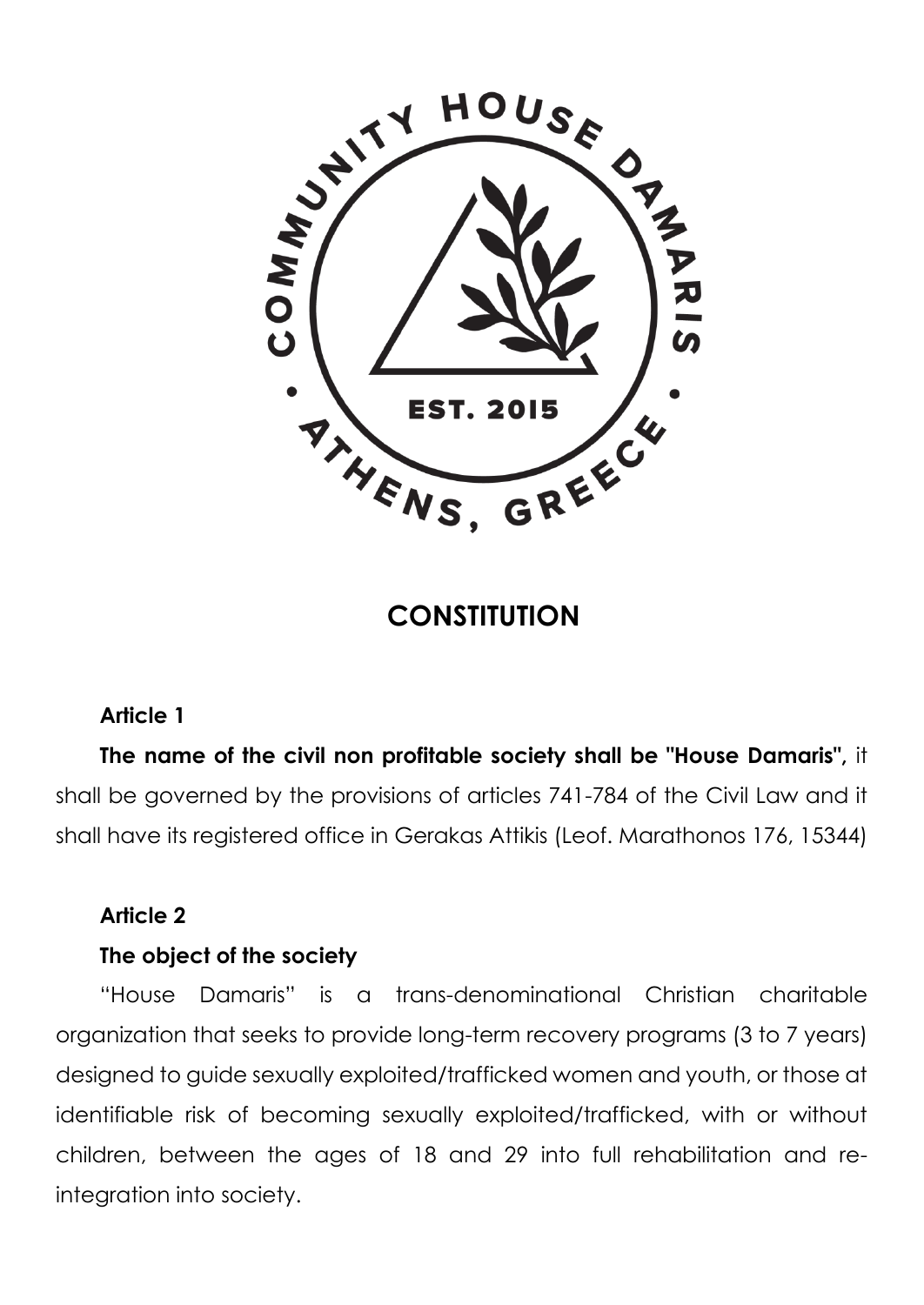# CONSTITUTION

**Article 1**

**The name of the civil non profitable society shall be "House Damaris",** it shall be governed by the provisions of articles 741-784 of the Civil Law and it shall have its registered office in Gerakas Attikis (Leof. Marathonos 176, 15344)

**Article 2**

**The object of the society**

"House Damaris" is a trans-denominational Christian charitable organization that seeks to provide long-term recovery programs (3 to 7 years) designed to guide sexually exploited/trafficked women and youth, or those at identifiable risk of becoming sexually exploited/trafficked, with or without children, between the ages of 18 and 29 into full rehabilitation and re-integration into society.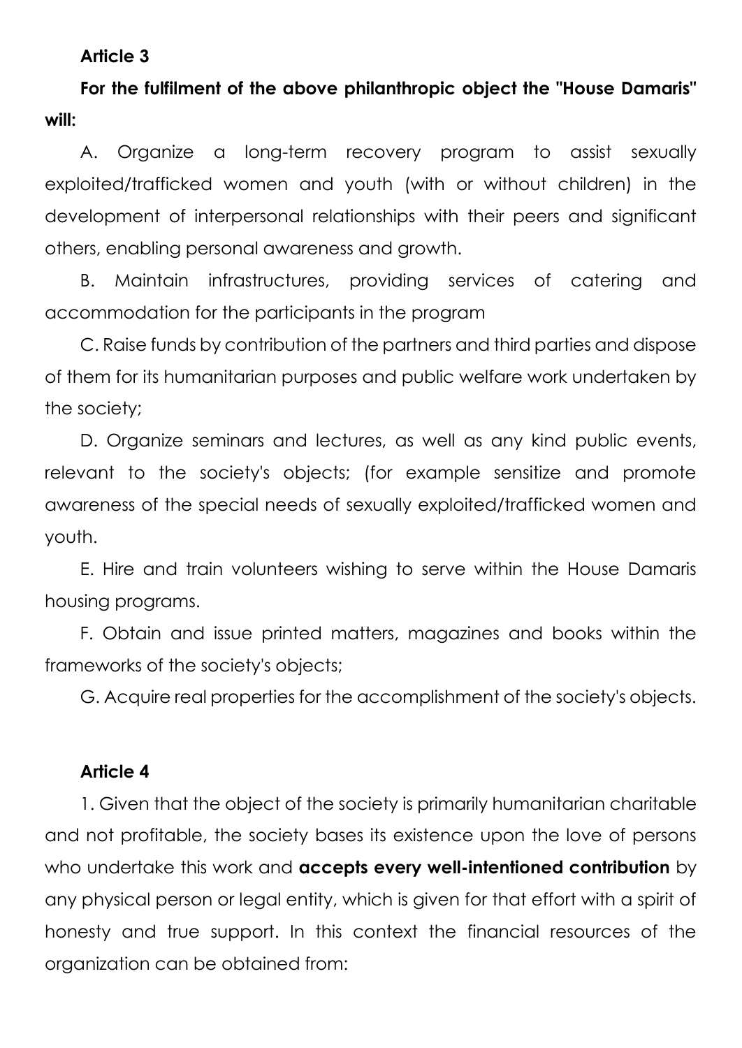**Article 3**

**For the fulfilment of the above philanthropic object the "House Damaris" will:**

A. Organize a long-term recovery program to assist sexually exploited/trafficked women and youth (with or without children) in the development of interpersonal relationships with their peers and significant others, enabling personal awareness and growth.

B. Maintain infrastructures, providing services of catering and accommodation for the participants in the program

C. Raise funds by contribution of the partners and third parties and dispose of them for its humanitarian purposes and public welfare work undertaken by the society;

D. Organize seminars and lectures, as well as any kind public events, relevant to the society's objects; (for example sensitize and promote awareness of the special needs of sexually exploited/trafficked women and youth.

E. Hire and train volunteers wishing to serve within the House Damaris housing programs.

F. Obtain and issue printed matters, magazines and books within the frameworks of the society's objects;

G. Acquire real properties for the accomplishment of the society's objects.

**Article 4**

1. Given that the object of the society is primarily humanitarian charitable and not profitable, the society bases its existence upon the love of persons who undertake this work and **accepts every well-intentioned contribution** by any physical person or legal entity, which is given for that effort with a spirit of honesty and true support. In this context the financial resources of the organization can be obtained from: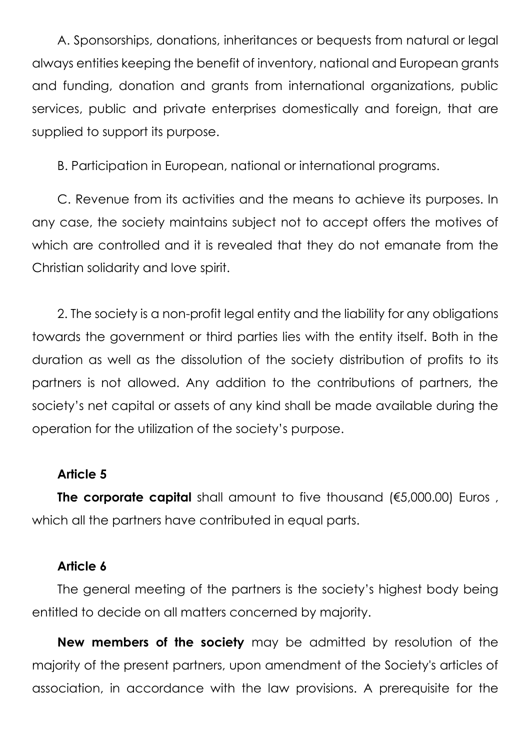A. Sponsorships, donations, inheritances or bequests from natural or legal always entities keeping the benefit of inventory, national and European grants and funding, donation and grants from international organizations, public services, public and private enterprises domestically and foreign, that are supplied to support its purpose.

B. Participation in European, national or international programs.

C. Revenue from its activities and the means to achieve its purposes. In any case, the society maintains subject not to accept offers the motives of which are controlled and it is revealed that they do not emanate from the Christian solidarity and love spirit.

2. The society is a non-profit legal entity and the liability for any obligations towards the government or third parties lies with the entity itself. Both in the duration as well as the dissolution of the society distribution of profits to its partners is not allowed. Any addition to the contributions of partners, the society's net capital or assets of any kind shall be made available during the operation for the utilization of the society's purpose.

**Article 5**

**The corporate capital** shall amount to five thousand (€5,000.00) Euros , which all the partners have contributed in equal parts.

**Article 6**

The general meeting of the partners is the society's highest body being entitled to decide on all matters concerned by majority.

**New members of the society** may be admitted by resolution of the majority of the present partners, upon amendment of the Society's articles of association, in accordance with the law provisions. A prerequisite for the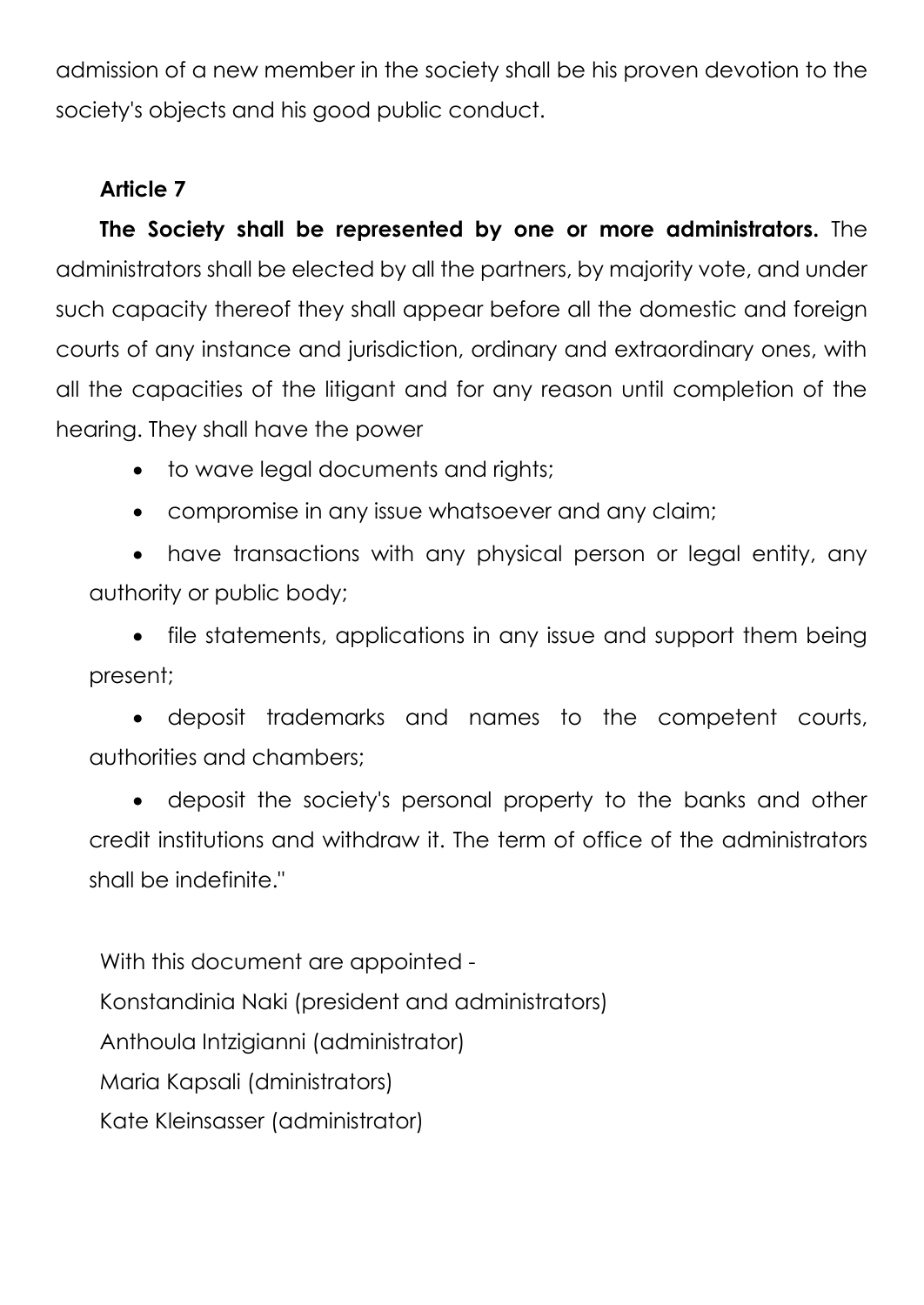admission of a new member in the society shall be his proven devotion to the society's objects and his good public conduct.

**Article 7**

**The Society shall be represented by one or more administrators.** The administrators shall be elected by all the partners, by majority vote, and under such capacity thereof they shall appear before all the domestic and foreign courts of any instance and jurisdiction, ordinary and extraordinary ones, with all the capacities of the litigant and for any reason until completion of the hearing. They shall have the power

- to wave legal documents and rights;
- compromise in any issue whatsoever and any claim;
- have transactions with any physical person or legal entity, any authority or public body;
- file statements, applications in any issue and support them being present;
- deposit trademarks and names to the competent courts, authorities and chambers;
- deposit the society's personal property to the banks and other credit institutions and withdraw it. The term of office of the administrators shall be indefinite."

With this document are appointed -

Konstandinia Naki (president and administrators)

Anthoula Intzigianni (administrator)

Maria Kapsali (dministrators)

Kate Kleinsasser (administrator)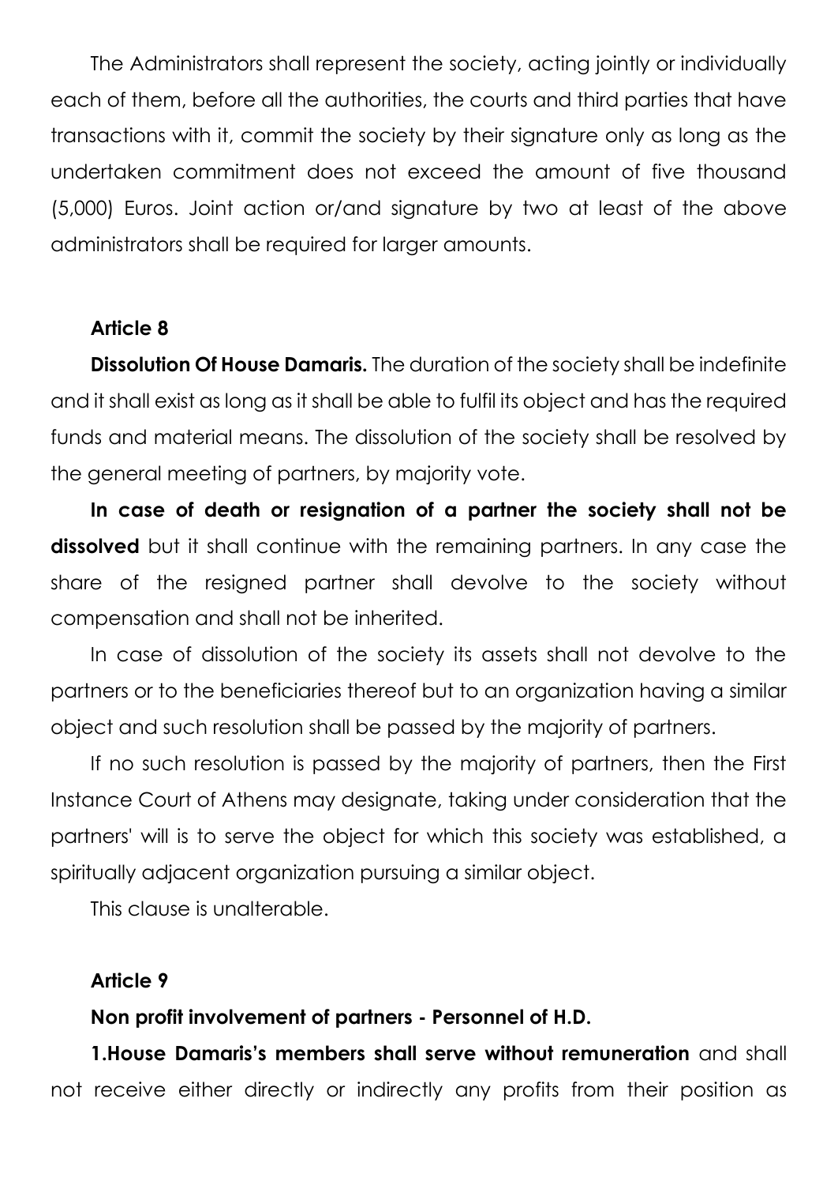The Administrators shall represent the society, acting jointly or individually each of them, before all the authorities, the courts and third parties that have transactions with it, commit the society by their signature only as long as the undertaken commitment does not exceed the amount of five thousand (5,000) Euros. Joint action or/and signature by two at least of the above administrators shall be required for larger amounts.

**Article 8**

**Dissolution Of House Damaris.** The duration of the society shall be indefinite and it shall exist as long as it shall be able to fulfil its object and has the required funds and material means. The dissolution of the society shall be resolved by the general meeting of partners, by majority vote.

**In case of death or resignation of a partner the society shall not be dissolved** but it shall continue with the remaining partners. In any case the share of the resigned partner shall devolve to the society without compensation and shall not be inherited.

In case of dissolution of the society its assets shall not devolve to the partners or to the beneficiaries thereof but to an organization having a similar object and such resolution shall be passed by the majority of partners.

If no such resolution is passed by the majority of partners, then the First Instance Court of Athens may designate, taking under consideration that the partners' will is to serve the object for which this society was established, a spiritually adjacent organization pursuing a similar object.

This clause is unalterable.

**Article 9**

**Non profit involvement of partners - Personnel of H.D.**

**1.House Damaris's members shall serve without remuneration** and shall not receive either directly or indirectly any profits from their position as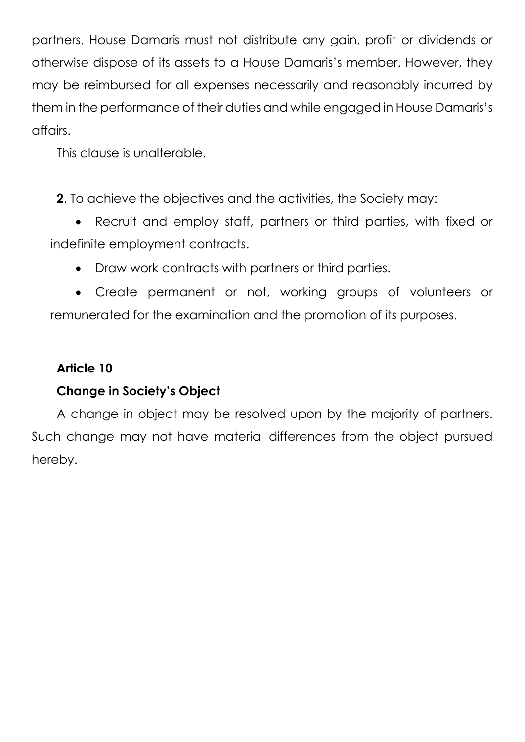partners. House Damaris must not distribute any gain, profit or dividends or otherwise dispose of its assets to a House Damaris's member. However, they may be reimbursed for all expenses necessarily and reasonably incurred by them in the performance of their duties and while engaged in House Damaris's affairs.

This clause is unalterable.

**2**. To achieve the objectives and the activities, the Society may:

- Recruit and employ staff, partners or third parties, with fixed or indefinite employment contracts.
- Draw work contracts with partners or third parties.
- Create permanent or not, working groups of volunteers or remunerated for the examination and the promotion of its purposes.

**Article 10**

**Change in Society's Object**

A change in object may be resolved upon by the majority of partners. Such change may not have material differences from the object pursued hereby.